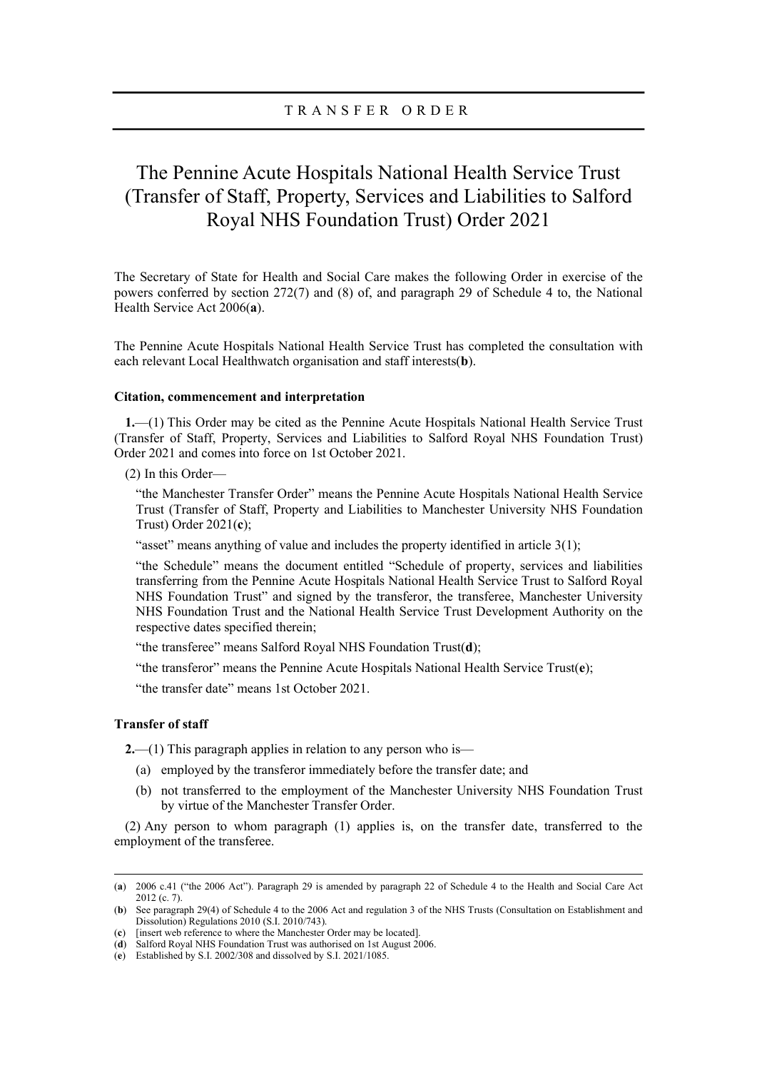TRANSFER ORDER

# The Pennine Acute Hospitals National Health Service Trust (Transfer of Staff, Property, Services and Liabilities to Salford Royal NHS Foundation Trust) Order 2021

The Secretary of State for Health and Social Care makes the following Order in exercise of the powers conferred by section 272(7) and (8) of, and paragraph 29 of Schedule 4 to, the National Health Service Act 2006([a]).

The Pennine Acute Hospitals National Health Service Trust has completed the consultation with each relevant Local Healthwatch organisation and staff interests([b]).

### Citation, commencement and interpretation

**1.**—(1) This Order may be cited as the Pennine Acute Hospitals National Health Service Trust (Transfer of Staff, Property, Services and Liabilities to Salford Royal NHS Foundation Trust) Order 2021 and comes into force on 1st October 2021.

(2) In this Order—

"the Manchester Transfer Order" means the Pennine Acute Hospitals National Health Service Trust (Transfer of Staff, Property and Liabilities to Manchester University NHS Foundation Trust) Order 2021([c]);

"asset" means anything of value and includes the property identified in article 3(1);

"the Schedule" means the document entitled "Schedule of property, services and liabilities transferring from the Pennine Acute Hospitals National Health Service Trust to Salford Royal NHS Foundation Trust" and signed by the transferor, the transferee, Manchester University NHS Foundation Trust and the National Health Service Trust Development Authority on the respective dates specified therein;

"the transferee" means Salford Royal NHS Foundation Trust([d]);

"the transferor" means the Pennine Acute Hospitals National Health Service Trust([e]);

"the transfer date" means 1st October 2021.

### Transfer of staff

**2.**—(1) This paragraph applies in relation to any person who is—

(a) employed by the transferor immediately before the transfer date; and

(b) not transferred to the employment of the Manchester University NHS Foundation Trust by virtue of the Manchester Transfer Order.

(2) Any person to whom paragraph (1) applies is, on the transfer date, transferred to the employment of the transferee.

---

([a]) 2006 c.41 ("the 2006 Act"). Paragraph 29 is amended by paragraph 22 of Schedule 4 to the Health and Social Care Act 2012 (c. 7).

([b]) See paragraph 29(4) of Schedule 4 to the 2006 Act and regulation 3 of the NHS Trusts (Consultation on Establishment and Dissolution) Regulations 2010 (S.I. 2010/743).

([c]) [insert web reference to where the Manchester Order may be located].

([d]) Salford Royal NHS Foundation Trust was authorised on 1st August 2006.

([e]) Established by S.I. 2002/308 and dissolved by S.I. 2021/1085.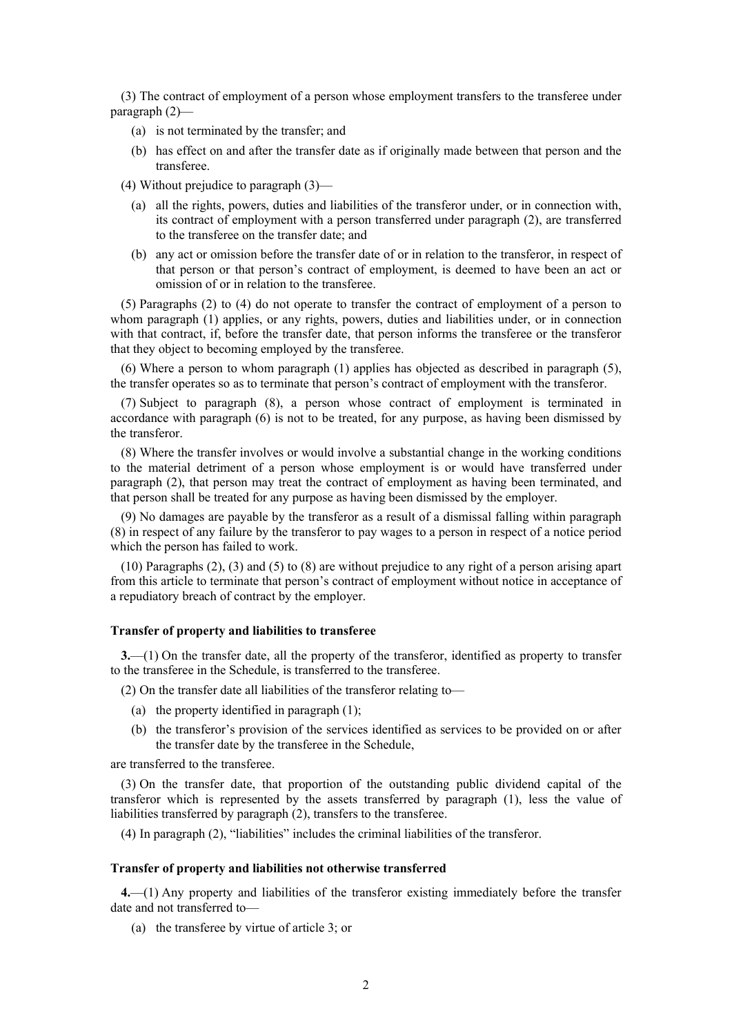(3) The contract of employment of a person whose employment transfers to the transferee under paragraph (2)—

(a) is not terminated by the transfer; and

(b) has effect on and after the transfer date as if originally made between that person and the transferee.

(4) Without prejudice to paragraph (3)—

(a) all the rights, powers, duties and liabilities of the transferor under, or in connection with, its contract of employment with a person transferred under paragraph (2), are transferred to the transferee on the transfer date; and

(b) any act or omission before the transfer date of or in relation to the transferor, in respect of that person or that person's contract of employment, is deemed to have been an act or omission of or in relation to the transferee.

(5) Paragraphs (2) to (4) do not operate to transfer the contract of employment of a person to whom paragraph (1) applies, or any rights, powers, duties and liabilities under, or in connection with that contract, if, before the transfer date, that person informs the transferee or the transferor that they object to becoming employed by the transferee.

(6) Where a person to whom paragraph (1) applies has objected as described in paragraph (5), the transfer operates so as to terminate that person's contract of employment with the transferor.

(7) Subject to paragraph (8), a person whose contract of employment is terminated in accordance with paragraph (6) is not to be treated, for any purpose, as having been dismissed by the transferor.

(8) Where the transfer involves or would involve a substantial change in the working conditions to the material detriment of a person whose employment is or would have transferred under paragraph (2), that person may treat the contract of employment as having been terminated, and that person shall be treated for any purpose as having been dismissed by the employer.

(9) No damages are payable by the transferor as a result of a dismissal falling within paragraph (8) in respect of any failure by the transferor to pay wages to a person in respect of a notice period which the person has failed to work.

(10) Paragraphs (2), (3) and (5) to (8) are without prejudice to any right of a person arising apart from this article to terminate that person's contract of employment without notice in acceptance of a repudiatory breach of contract by the employer.

**Transfer of property and liabilities to transferee**

**3.**—(1) On the transfer date, all the property of the transferor, identified as property to transfer to the transferee in the Schedule, is transferred to the transferee.

(2) On the transfer date all liabilities of the transferor relating to—

(a) the property identified in paragraph (1);

(b) the transferor's provision of the services identified as services to be provided on or after the transfer date by the transferee in the Schedule,

are transferred to the transferee.

(3) On the transfer date, that proportion of the outstanding public dividend capital of the transferor which is represented by the assets transferred by paragraph (1), less the value of liabilities transferred by paragraph (2), transfers to the transferee.

(4) In paragraph (2), "liabilities" includes the criminal liabilities of the transferor.

**Transfer of property and liabilities not otherwise transferred**

**4.**—(1) Any property and liabilities of the transferor existing immediately before the transfer date and not transferred to—

(a) the transferee by virtue of article 3; or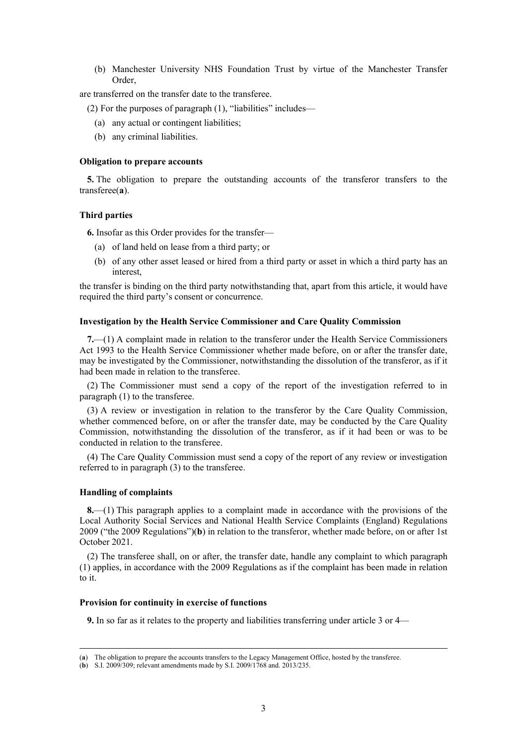(b) Manchester University NHS Foundation Trust by virtue of the Manchester Transfer Order,

are transferred on the transfer date to the transferee.

(2) For the purposes of paragraph (1), "liabilities" includes—

(a) any actual or contingent liabilities;

(b) any criminal liabilities.

**Obligation to prepare accounts**

**5.** The obligation to prepare the outstanding accounts of the transferor transfers to the transferee([a]).

**Third parties**

**6.** Insofar as this Order provides for the transfer—

(a) of land held on lease from a third party; or

(b) of any other asset leased or hired from a third party or asset in which a third party has an interest,

the transfer is binding on the third party notwithstanding that, apart from this article, it would have required the third party's consent or concurrence.

**Investigation by the Health Service Commissioner and Care Quality Commission**

**7.**—(1) A complaint made in relation to the transferor under the Health Service Commissioners Act 1993 to the Health Service Commissioner whether made before, on or after the transfer date, may be investigated by the Commissioner, notwithstanding the dissolution of the transferor, as if it had been made in relation to the transferee.

(2) The Commissioner must send a copy of the report of the investigation referred to in paragraph (1) to the transferee.

(3) A review or investigation in relation to the transferor by the Care Quality Commission, whether commenced before, on or after the transfer date, may be conducted by the Care Quality Commission, notwithstanding the dissolution of the transferor, as if it had been or was to be conducted in relation to the transferee.

(4) The Care Quality Commission must send a copy of the report of any review or investigation referred to in paragraph (3) to the transferee.

**Handling of complaints**

**8.**—(1) This paragraph applies to a complaint made in accordance with the provisions of the Local Authority Social Services and National Health Service Complaints (England) Regulations 2009 ("the 2009 Regulations")([b]) in relation to the transferor, whether made before, on or after 1st October 2021.

(2) The transferee shall, on or after, the transfer date, handle any complaint to which paragraph (1) applies, in accordance with the 2009 Regulations as if the complaint has been made in relation to it.

**Provision for continuity in exercise of functions**

**9.** In so far as it relates to the property and liabilities transferring under article 3 or 4—

---

([a]) The obligation to prepare the accounts transfers to the Legacy Management Office, hosted by the transferee.

([b]) S.I. 2009/309; relevant amendments made by S.I. 2009/1768 and. 2013/235.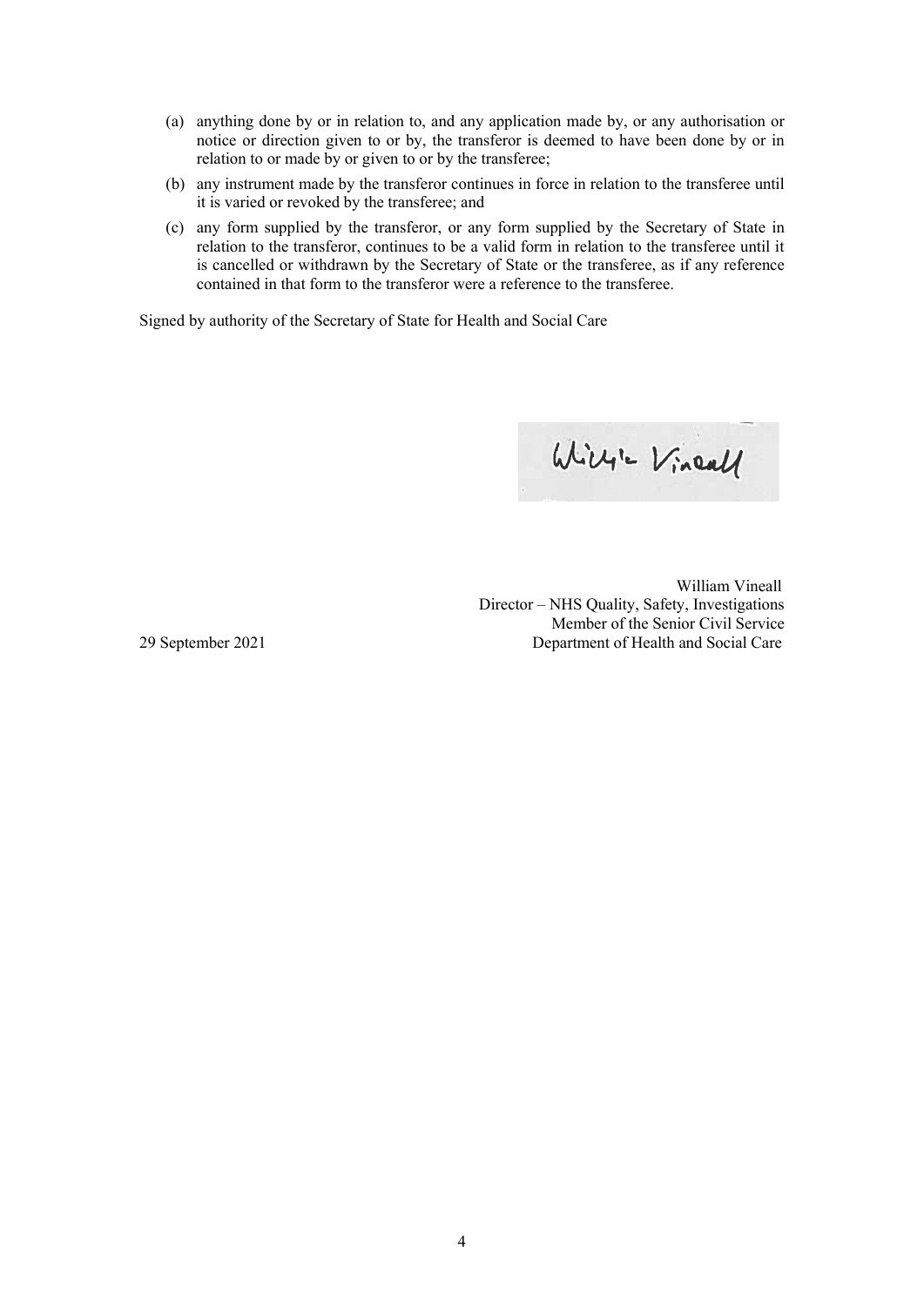(a) anything done by or in relation to, and any application made by, or any authorisation or notice or direction given to or by, the transferor is deemed to have been done by or in relation to or made by or given to or by the transferee;

(b) any instrument made by the transferor continues in force in relation to the transferee until it is varied or revoked by the transferee; and

(c) any form supplied by the transferor, or any form supplied by the Secretary of State in relation to the transferor, continues to be a valid form in relation to the transferee until it is cancelled or withdrawn by the Secretary of State or the transferee, as if any reference contained in that form to the transferor were a reference to the transferee.

Signed by authority of the Secretary of State for Health and Social Care

William Vineall
Director – NHS Quality, Safety, Investigations
Member of the Senior Civil Service
Department of Health and Social Care

29 September 2021